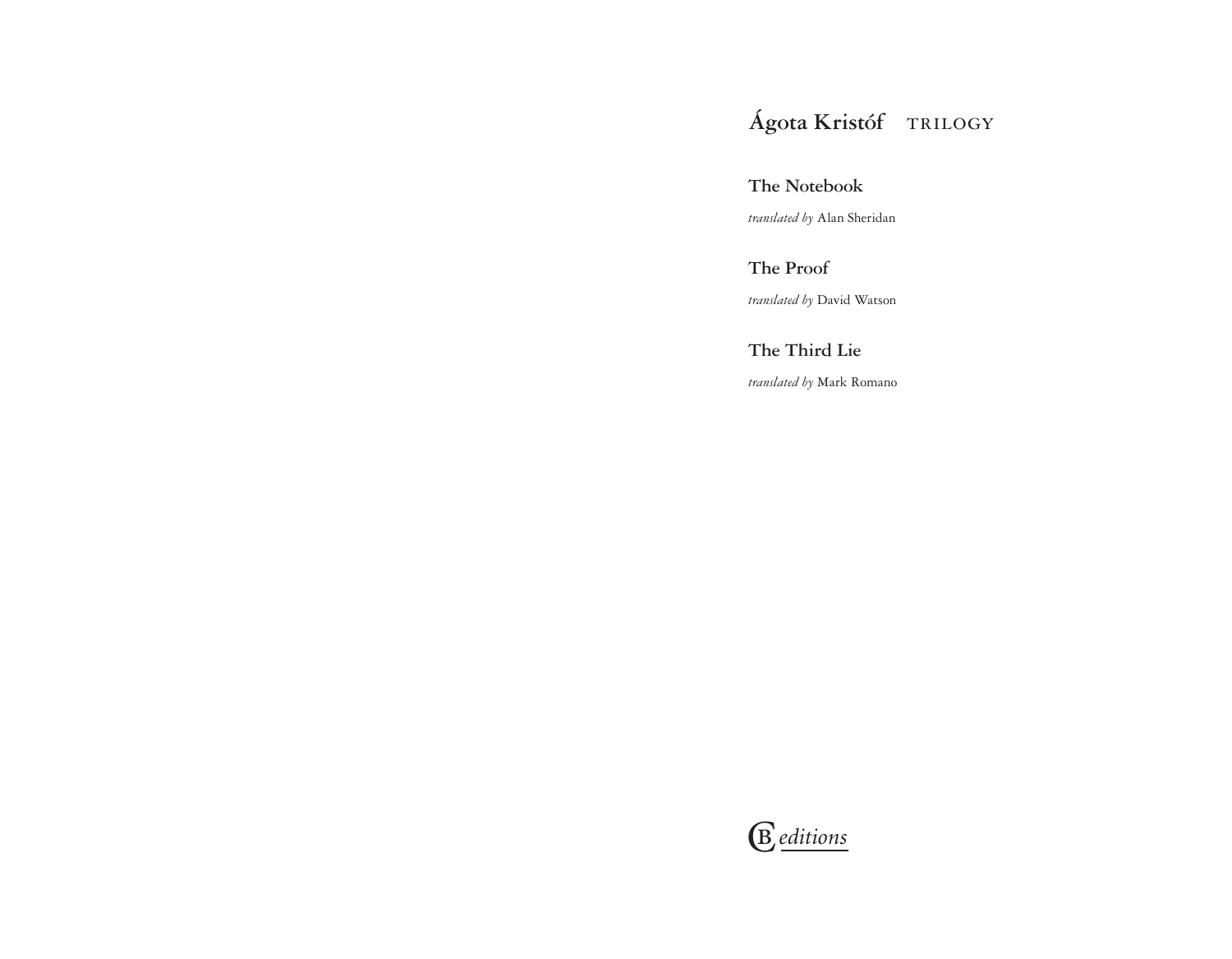# Ágota Kristóf TRILOGY

## The Notebook

*translated by* Alan Sheridan

## The Proof

*translated by* David Watson

## The Third Lie

*translated by* Mark Romano

CB *editions*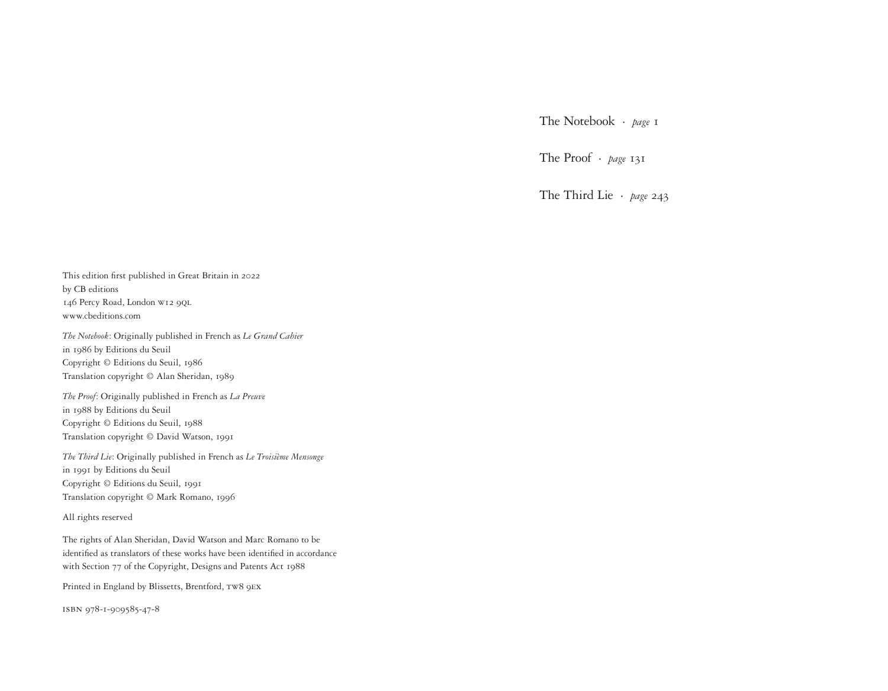The Notebook · *page* 1

The Proof · *page* 131

The Third Lie · *page* 243

This edition first published in Great Britain in 2022
by CB editions
146 Percy Road, London W12 9QL
www.cbeditions.com

*The Notebook*: Originally published in French as *Le Grand Cahier*
in 1986 by Editions du Seuil
Copyright © Editions du Seuil, 1986
Translation copyright © Alan Sheridan, 1989

*The Proof*: Originally published in French as *La Preuve*
in 1988 by Editions du Seuil
Copyright © Editions du Seuil, 1988
Translation copyright © David Watson, 1991

*The Third Lie*: Originally published in French as *Le Troisième Mensonge*
in 1991 by Editions du Seuil
Copyright © Editions du Seuil, 1991
Translation copyright © Mark Romano, 1996

All rights reserved

The rights of Alan Sheridan, David Watson and Marc Romano to be identified as translators of these works have been identified in accordance with Section 77 of the Copyright, Designs and Patents Act 1988

Printed in England by Blissetts, Brentford, TW8 9EX

ISBN 978-1-909585-47-8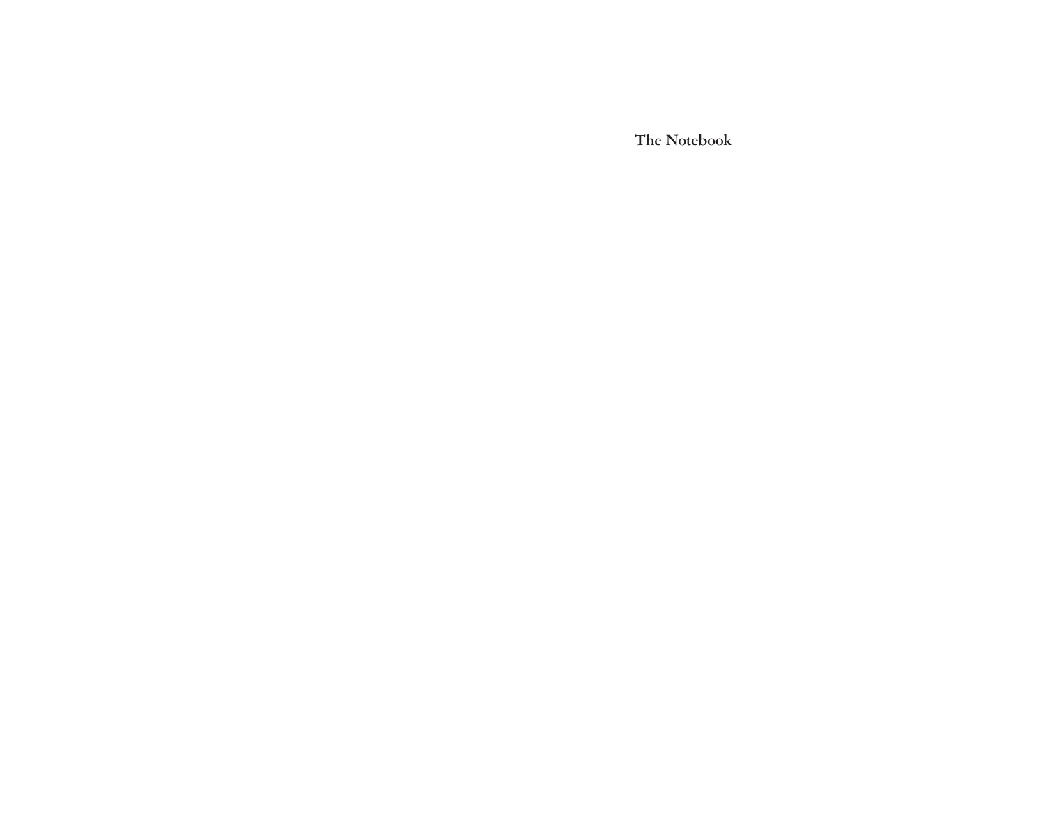**The Notebook**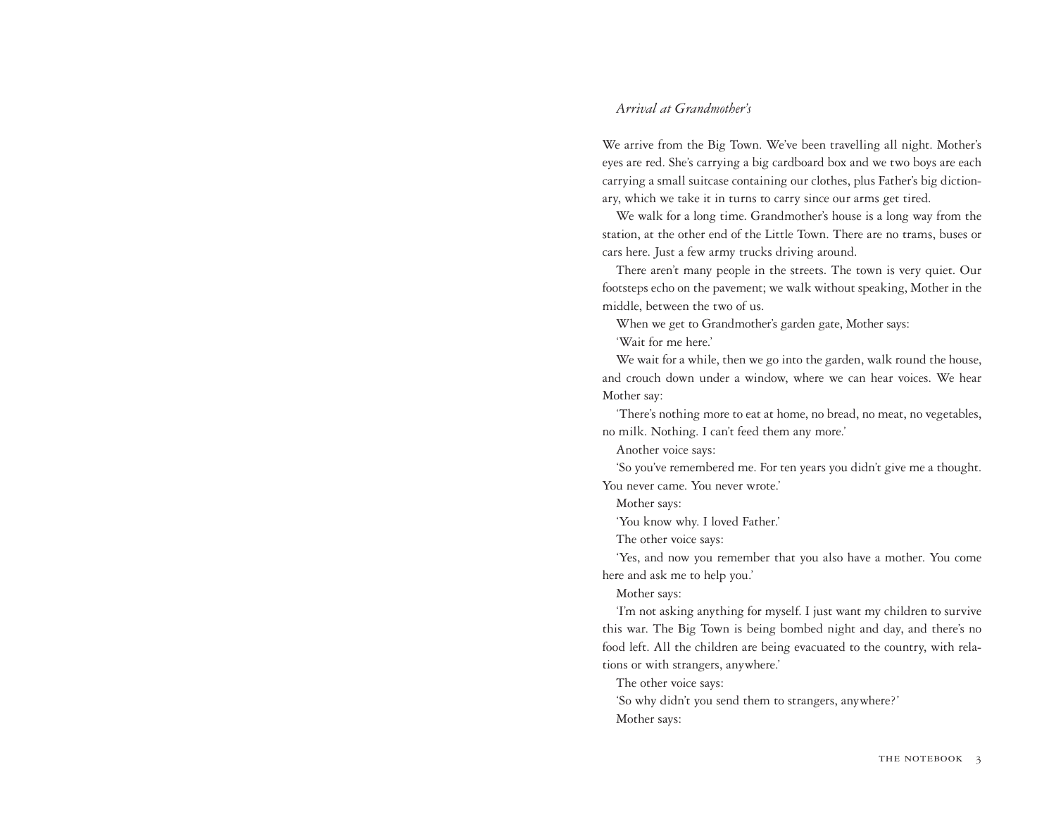## *Arrival at Grandmother's*

We arrive from the Big Town. We've been travelling all night. Mother's eyes are red. She's carrying a big cardboard box and we two boys are each carrying a small suitcase containing our clothes, plus Father's big dictionary, which we take it in turns to carry since our arms get tired.

We walk for a long time. Grandmother's house is a long way from the station, at the other end of the Little Town. There are no trams, buses or cars here. Just a few army trucks driving around.

There aren't many people in the streets. The town is very quiet. Our footsteps echo on the pavement; we walk without speaking, Mother in the middle, between the two of us.

When we get to Grandmother's garden gate, Mother says:

'Wait for me here.'

We wait for a while, then we go into the garden, walk round the house, and crouch down under a window, where we can hear voices. We hear Mother say:

'There's nothing more to eat at home, no bread, no meat, no vegetables, no milk. Nothing. I can't feed them any more.'

Another voice says:

'So you've remembered me. For ten years you didn't give me a thought. You never came. You never wrote.'

Mother says:

'You know why. I loved Father.'

The other voice says:

'Yes, and now you remember that you also have a mother. You come here and ask me to help you.'

Mother says:

'I'm not asking anything for myself. I just want my children to survive this war. The Big Town is being bombed night and day, and there's no food left. All the children are being evacuated to the country, with relations or with strangers, anywhere.'

The other voice says:

'So why didn't you send them to strangers, anywhere?'

Mother says: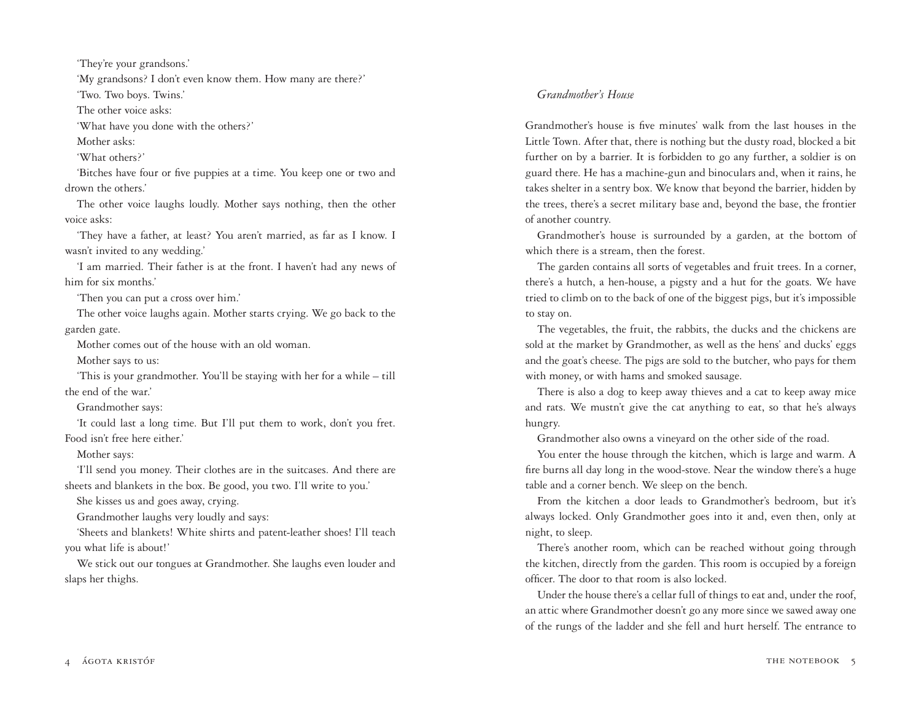'They're your grandsons.'

'My grandsons? I don't even know them. How many are there?'

'Two. Two boys. Twins.'

The other voice asks:

'What have you done with the others?'

Mother asks:

'What others?'

'Bitches have four or five puppies at a time. You keep one or two and drown the others.'

The other voice laughs loudly. Mother says nothing, then the other voice asks:

'They have a father, at least? You aren't married, as far as I know. I wasn't invited to any wedding.'

'I am married. Their father is at the front. I haven't had any news of him for six months.'

'Then you can put a cross over him.'

The other voice laughs again. Mother starts crying. We go back to the garden gate.

Mother comes out of the house with an old woman.

Mother says to us:

'This is your grandmother. You'll be staying with her for a while – till the end of the war.'

Grandmother says:

'It could last a long time. But I'll put them to work, don't you fret. Food isn't free here either.'

Mother says:

'I'll send you money. Their clothes are in the suitcases. And there are sheets and blankets in the box. Be good, you two. I'll write to you.'

She kisses us and goes away, crying.

Grandmother laughs very loudly and says:

'Sheets and blankets! White shirts and patent-leather shoes! I'll teach you what life is about!'

We stick out our tongues at Grandmother. She laughs even louder and slaps her thighs.

## *Grandmother's House*

Grandmother's house is five minutes' walk from the last houses in the Little Town. After that, there is nothing but the dusty road, blocked a bit further on by a barrier. It is forbidden to go any further, a soldier is on guard there. He has a machine-gun and binoculars and, when it rains, he takes shelter in a sentry box. We know that beyond the barrier, hidden by the trees, there's a secret military base and, beyond the base, the frontier of another country.

Grandmother's house is surrounded by a garden, at the bottom of which there is a stream, then the forest.

The garden contains all sorts of vegetables and fruit trees. In a corner, there's a hutch, a hen-house, a pigsty and a hut for the goats. We have tried to climb on to the back of one of the biggest pigs, but it's impossible to stay on.

The vegetables, the fruit, the rabbits, the ducks and the chickens are sold at the market by Grandmother, as well as the hens' and ducks' eggs and the goat's cheese. The pigs are sold to the butcher, who pays for them with money, or with hams and smoked sausage.

There is also a dog to keep away thieves and a cat to keep away mice and rats. We mustn't give the cat anything to eat, so that he's always hungry.

Grandmother also owns a vineyard on the other side of the road.

You enter the house through the kitchen, which is large and warm. A fire burns all day long in the wood-stove. Near the window there's a huge table and a corner bench. We sleep on the bench.

From the kitchen a door leads to Grandmother's bedroom, but it's always locked. Only Grandmother goes into it and, even then, only at night, to sleep.

There's another room, which can be reached without going through the kitchen, directly from the garden. This room is occupied by a foreign officer. The door to that room is also locked.

Under the house there's a cellar full of things to eat and, under the roof, an attic where Grandmother doesn't go any more since we sawed away one of the rungs of the ladder and she fell and hurt herself. The entrance to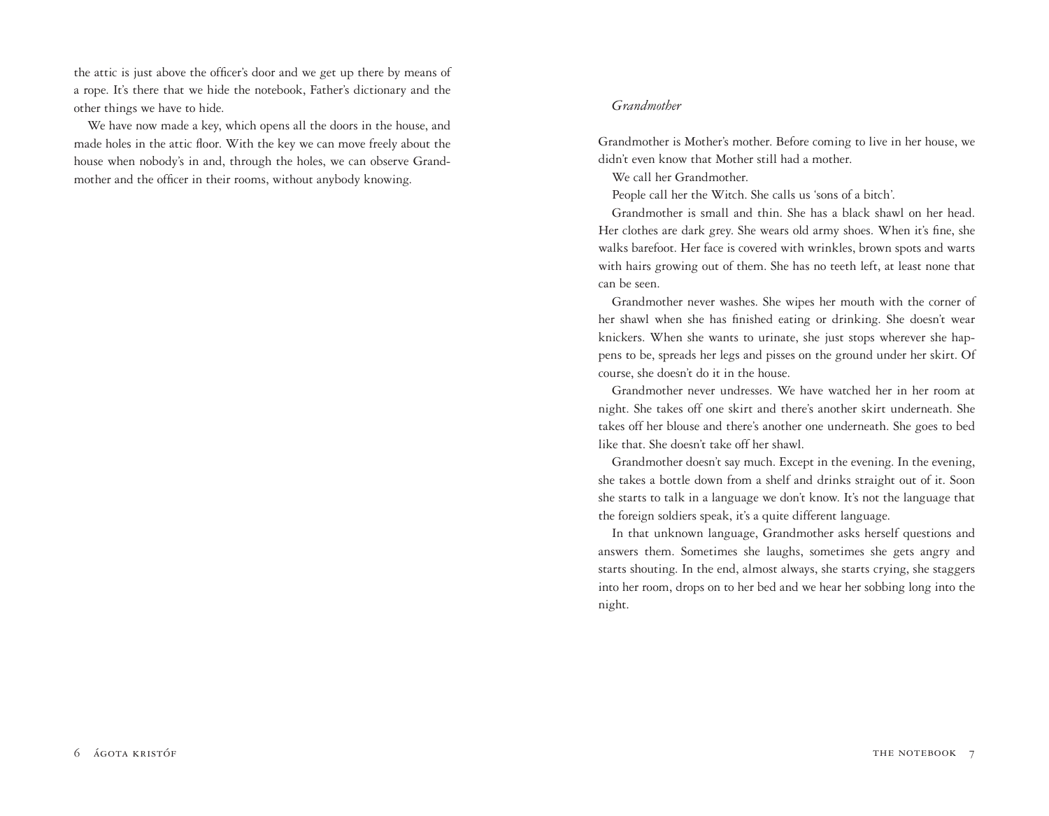the attic is just above the officer's door and we get up there by means of a rope. It's there that we hide the notebook, Father's dictionary and the other things we have to hide.

We have now made a key, which opens all the doors in the house, and made holes in the attic floor. With the key we can move freely about the house when nobody's in and, through the holes, we can observe Grandmother and the officer in their rooms, without anybody knowing.

## *Grandmother*

Grandmother is Mother's mother. Before coming to live in her house, we didn't even know that Mother still had a mother.

We call her Grandmother.

People call her the Witch. She calls us 'sons of a bitch'.

Grandmother is small and thin. She has a black shawl on her head. Her clothes are dark grey. She wears old army shoes. When it's fine, she walks barefoot. Her face is covered with wrinkles, brown spots and warts with hairs growing out of them. She has no teeth left, at least none that can be seen.

Grandmother never washes. She wipes her mouth with the corner of her shawl when she has finished eating or drinking. She doesn't wear knickers. When she wants to urinate, she just stops wherever she happens to be, spreads her legs and pisses on the ground under her skirt. Of course, she doesn't do it in the house.

Grandmother never undresses. We have watched her in her room at night. She takes off one skirt and there's another skirt underneath. She takes off her blouse and there's another one underneath. She goes to bed like that. She doesn't take off her shawl.

Grandmother doesn't say much. Except in the evening. In the evening, she takes a bottle down from a shelf and drinks straight out of it. Soon she starts to talk in a language we don't know. It's not the language that the foreign soldiers speak, it's a quite different language.

In that unknown language, Grandmother asks herself questions and answers them. Sometimes she laughs, sometimes she gets angry and starts shouting. In the end, almost always, she starts crying, she staggers into her room, drops on to her bed and we hear her sobbing long into the night.